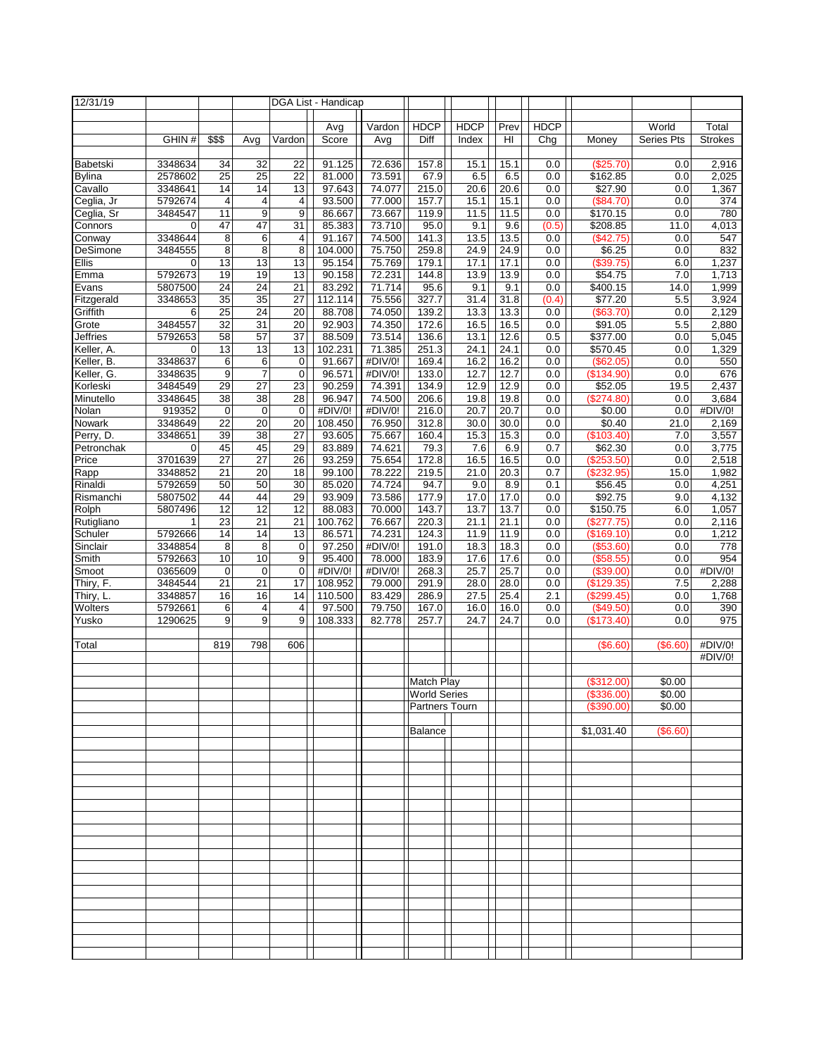| 12/31/19 | | | | DGA List - Handicap | | | | | | | | |
|---|---|---|---|---|---|---|---|---|---|---|---|---|
| | | | | Avg | Vardon | HDCP | HDCP | Prev | HDCP | | World | Total |
| | GHIN # | $$$ | Avg | Vardon | Score | Avg | Diff | Index | HI | Chg | Money | Series Pts | Strokes |
| Babetski | 3348634 | 34 | 32 | 22 | 91.125 | 72.636 | 157.8 | 15.1 | 15.1 | 0.0 | ($25.70) | 0.0 | 2,916 |
| Bylina | 2578602 | 25 | 25 | 22 | 81.000 | 73.591 | 67.9 | 6.5 | 6.5 | 0.0 | $162.85 | 0.0 | 2,025 |
| Cavallo | 3348641 | 14 | 14 | 13 | 97.643 | 74.077 | 215.0 | 20.6 | 20.6 | 0.0 | $27.90 | 0.0 | 1,367 |
| Ceglia, Jr | 5792674 | 4 | 4 | 4 | 93.500 | 77.000 | 157.7 | 15.1 | 15.1 | 0.0 | ($84.70) | 0.0 | 374 |
| Ceglia, Sr | 3484547 | 11 | 9 | 9 | 86.667 | 73.667 | 119.9 | 11.5 | 11.5 | 0.0 | $170.15 | 0.0 | 780 |
| Connors | 0 | 47 | 47 | 31 | 85.383 | 73.710 | 95.0 | 9.1 | 9.6 | (0.5) | $208.85 | 11.0 | 4,013 |
| Conway | 3348644 | 8 | 6 | 4 | 91.167 | 74.500 | 141.3 | 13.5 | 13.5 | 0.0 | ($42.75) | 0.0 | 547 |
| DeSimone | 3484555 | 8 | 8 | 8 | 104.000 | 75.750 | 259.8 | 24.9 | 24.9 | 0.0 | $6.25 | 0.0 | 832 |
| Ellis | 0 | 13 | 13 | 13 | 95.154 | 75.769 | 179.1 | 17.1 | 17.1 | 0.0 | ($39.75) | 6.0 | 1,237 |
| Emma | 5792673 | 19 | 19 | 13 | 90.158 | 72.231 | 144.8 | 13.9 | 13.9 | 0.0 | $54.75 | 7.0 | 1,713 |
| Evans | 5807500 | 24 | 24 | 21 | 83.292 | 71.714 | 95.6 | 9.1 | 9.1 | 0.0 | $400.15 | 14.0 | 1,999 |
| Fitzgerald | 3348653 | 35 | 35 | 27 | 112.114 | 75.556 | 327.7 | 31.4 | 31.8 | (0.4) | $77.20 | 5.5 | 3,924 |
| Griffith | 6 | 25 | 24 | 20 | 88.708 | 74.050 | 139.2 | 13.3 | 13.3 | 0.0 | ($63.70) | 0.0 | 2,129 |
| Grote | 3484557 | 32 | 31 | 20 | 92.903 | 74.350 | 172.6 | 16.5 | 16.5 | 0.0 | $91.05 | 5.5 | 2,880 |
| Jeffries | 5792653 | 58 | 57 | 37 | 88.509 | 73.514 | 136.6 | 13.1 | 12.6 | 0.5 | $377.00 | 0.0 | 5,045 |
| Keller, A. | 0 | 13 | 13 | 13 | 102.231 | 71.385 | 251.3 | 24.1 | 24.1 | 0.0 | $570.45 | 0.0 | 1,329 |
| Keller, B. | 3348637 | 6 | 6 | 0 | 91.667 | #DIV/0! | 169.4 | 16.2 | 16.2 | 0.0 | ($62.05) | 0.0 | 550 |
| Keller, G. | 3348635 | 9 | 7 | 0 | 96.571 | #DIV/0! | 133.0 | 12.7 | 12.7 | 0.0 | ($134.90) | 0.0 | 676 |
| Korleski | 3484549 | 29 | 27 | 23 | 90.259 | 74.391 | 134.9 | 12.9 | 12.9 | 0.0 | $52.05 | 19.5 | 2,437 |
| Minutello | 3348645 | 38 | 38 | 28 | 96.947 | 74.500 | 206.6 | 19.8 | 19.8 | 0.0 | ($274.80) | 0.0 | 3,684 |
| Nolan | 919352 | 0 | 0 | 0 | #DIV/0! | #DIV/0! | 216.0 | 20.7 | 20.7 | 0.0 | $0.00 | 0.0 | #DIV/0! |
| Nowark | 3348649 | 22 | 20 | 20 | 108.450 | 76.950 | 312.8 | 30.0 | 30.0 | 0.0 | $0.40 | 21.0 | 2,169 |
| Perry, D. | 3348651 | 39 | 38 | 27 | 93.605 | 75.667 | 160.4 | 15.3 | 15.3 | 0.0 | ($103.40) | 7.0 | 3,557 |
| Petronchak | 0 | 45 | 45 | 29 | 83.889 | 74.621 | 79.3 | 7.6 | 6.9 | 0.7 | $62.30 | 0.0 | 3,775 |
| Price | 3701639 | 27 | 27 | 26 | 93.259 | 75.654 | 172.8 | 16.5 | 16.5 | 0.0 | ($253.50) | 0.0 | 2,518 |
| Rapp | 3348852 | 21 | 20 | 18 | 99.100 | 78.222 | 219.5 | 21.0 | 20.3 | 0.7 | ($232.95) | 15.0 | 1,982 |
| Rinaldi | 5792659 | 50 | 50 | 30 | 85.020 | 74.724 | 94.7 | 9.0 | 8.9 | 0.1 | $56.45 | 0.0 | 4,251 |
| Rismanchi | 5807502 | 44 | 44 | 29 | 93.909 | 73.586 | 177.9 | 17.0 | 17.0 | 0.0 | $92.75 | 9.0 | 4,132 |
| Rolph | 5807496 | 12 | 12 | 12 | 88.083 | 70.000 | 143.7 | 13.7 | 13.7 | 0.0 | $150.75 | 6.0 | 1,057 |
| Rutigliano | 1 | 23 | 21 | 21 | 100.762 | 76.667 | 220.3 | 21.1 | 21.1 | 0.0 | ($277.75) | 0.0 | 2,116 |
| Schuler | 5792666 | 14 | 14 | 13 | 86.571 | 74.231 | 124.3 | 11.9 | 11.9 | 0.0 | ($169.10) | 0.0 | 1,212 |
| Sinclair | 3348854 | 8 | 8 | 0 | 97.250 | #DIV/0! | 191.0 | 18.3 | 18.3 | 0.0 | ($53.60) | 0.0 | 778 |
| Smith | 5792663 | 10 | 10 | 9 | 95.400 | 78.000 | 183.9 | 17.6 | 17.6 | 0.0 | ($58.55) | 0.0 | 954 |
| Smoot | 0365609 | 0 | 0 | 0 | #DIV/0! | #DIV/0! | 268.3 | 25.7 | 25.7 | 0.0 | ($39.00) | 0.0 | #DIV/0! |
| Thiry, F. | 3484544 | 21 | 21 | 17 | 108.952 | 79.000 | 291.9 | 28.0 | 28.0 | 0.0 | ($129.35) | 7.5 | 2,288 |
| Thiry, L. | 3348857 | 16 | 16 | 14 | 110.500 | 83.429 | 286.9 | 27.5 | 25.4 | 2.1 | ($299.45) | 0.0 | 1,768 |
| Wolters | 5792661 | 6 | 4 | 4 | 97.500 | 79.750 | 167.0 | 16.0 | 16.0 | 0.0 | ($49.50) | 0.0 | 390 |
| Yusko | 1290625 | 9 | 9 | 9 | 108.333 | 82.778 | 257.7 | 24.7 | 24.7 | 0.0 | ($173.40) | 0.0 | 975 |
| | | | | | | | | | | | | | |
| Total | | 819 | 798 | 606 | | | | | | | ($6.60) | ($6.60) | #DIV/0! |
| | | | | | | | | | | | | | #DIV/0! |
| | | | | | | | Match Play | | | | ($312.00) | $0.00 | |
| | | | | | | | World Series | | | | ($336.00) | $0.00 | |
| | | | | | | | Partners Tourn | | | | ($390.00) | $0.00 | |
| | | | | | | | Balance | | | | $1,031.40 | ($6.60) | |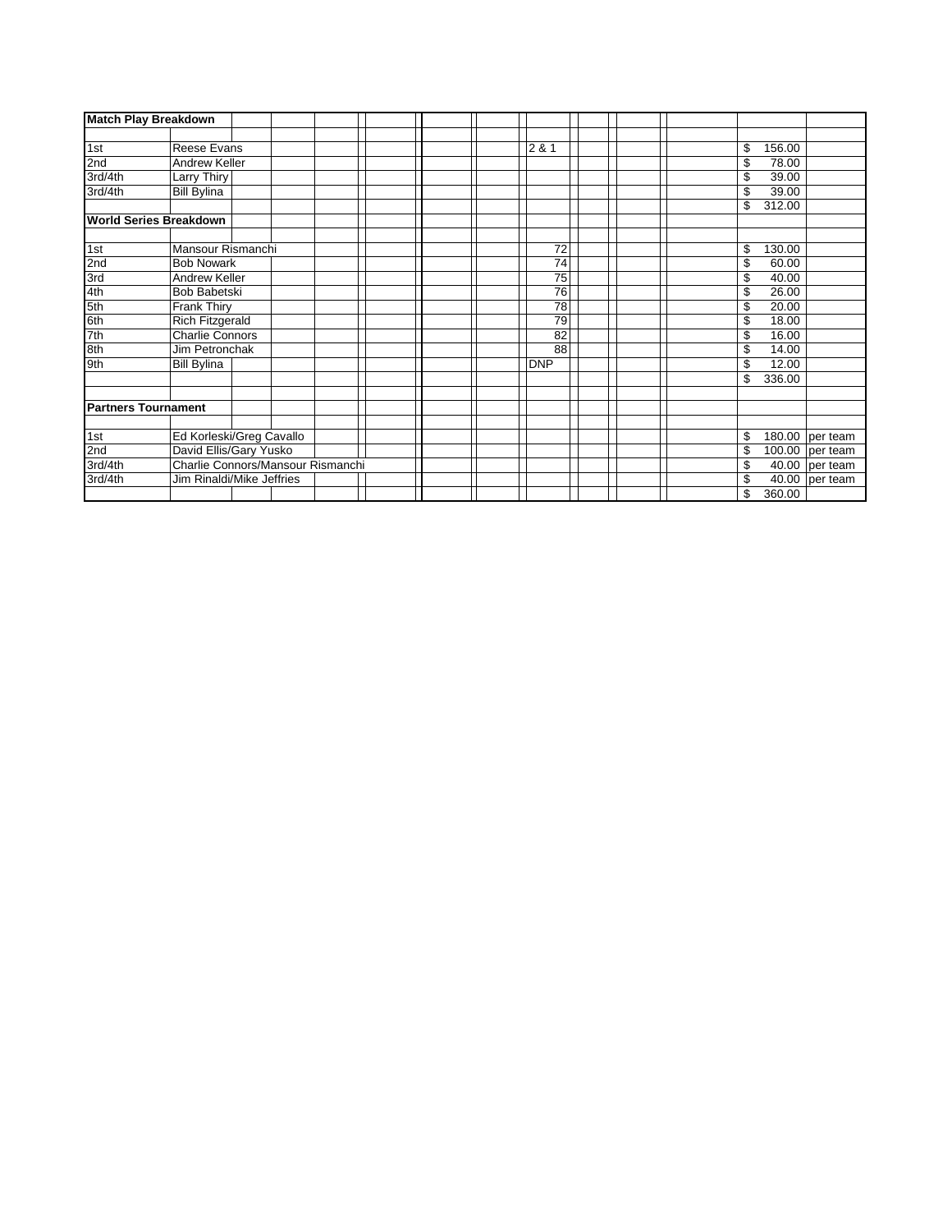| | | | | |
|---|---|---|---|---|
| **Match Play Breakdown** | | | | |
| | | | | |
| 1st | Reese Evans | 2 & 1 | $ 156.00 | |
| 2nd | Andrew Keller | | $ 78.00 | |
| 3rd/4th | Larry Thiry | | $ 39.00 | |
| 3rd/4th | Bill Bylina | | $ 39.00 | |
| | | | $ 312.00 | |
| **World Series Breakdown** | | | | |
| | | | | |
| 1st | Mansour Rismanchi | 72 | $ 130.00 | |
| 2nd | Bob Nowark | 74 | $ 60.00 | |
| 3rd | Andrew Keller | 75 | $ 40.00 | |
| 4th | Bob Babetski | 76 | $ 26.00 | |
| 5th | Frank Thiry | 78 | $ 20.00 | |
| 6th | Rich Fitzgerald | 79 | $ 18.00 | |
| 7th | Charlie Connors | 82 | $ 16.00 | |
| 8th | Jim Petronchak | 88 | $ 14.00 | |
| 9th | Bill Bylina | DNP | $ 12.00 | |
| | | | $ 336.00 | |
| | | | | |
| **Partners Tournament** | | | | |
| | | | | |
| 1st | Ed Korleski/Greg Cavallo | | $ 180.00 | per team |
| 2nd | David Ellis/Gary Yusko | | $ 100.00 | per team |
| 3rd/4th | Charlie Connors/Mansour Rismanchi | | $ 40.00 | per team |
| 3rd/4th | Jim Rinaldi/Mike Jeffries | | $ 40.00 | per team |
| | | | $ 360.00 | |